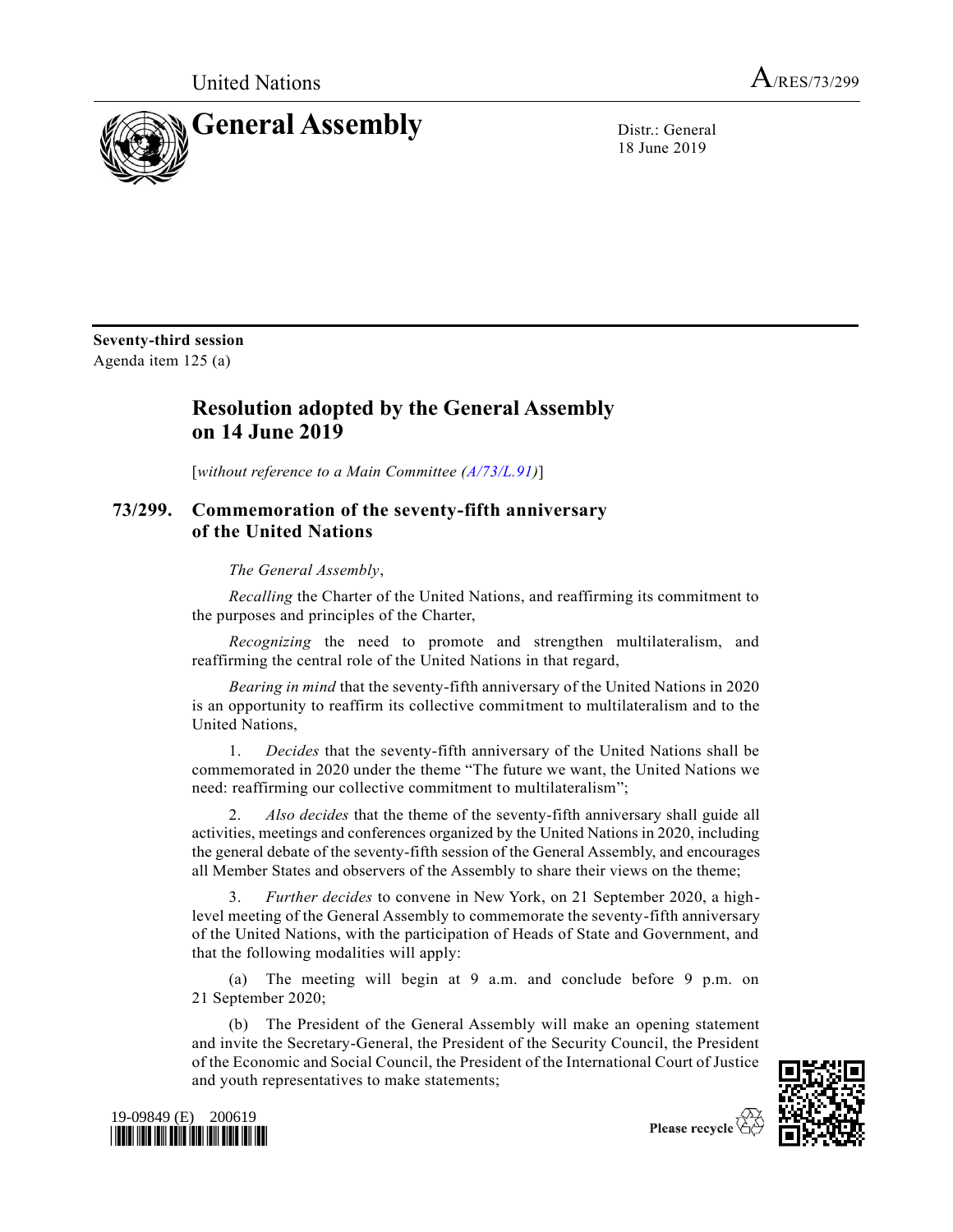United Nations

A/RES/73/299

# General Assembly

Distr.: General
18 June 2019

**Seventy-third session**
Agenda item 125 (a)

## Resolution adopted by the General Assembly on 14 June 2019

[*without reference to a Main Committee (A/73/L.91)*]

### 73/299. Commemoration of the seventy-fifth anniversary of the United Nations

*The General Assembly*,

*Recalling* the Charter of the United Nations, and reaffirming its commitment to the purposes and principles of the Charter,

*Recognizing* the need to promote and strengthen multilateralism, and reaffirming the central role of the United Nations in that regard,

*Bearing in mind* that the seventy-fifth anniversary of the United Nations in 2020 is an opportunity to reaffirm its collective commitment to multilateralism and to the United Nations,

1. *Decides* that the seventy-fifth anniversary of the United Nations shall be commemorated in 2020 under the theme "The future we want, the United Nations we need: reaffirming our collective commitment to multilateralism";

2. *Also decides* that the theme of the seventy-fifth anniversary shall guide all activities, meetings and conferences organized by the United Nations in 2020, including the general debate of the seventy-fifth session of the General Assembly, and encourages all Member States and observers of the Assembly to share their views on the theme;

3. *Further decides* to convene in New York, on 21 September 2020, a high-level meeting of the General Assembly to commemorate the seventy-fifth anniversary of the United Nations, with the participation of Heads of State and Government, and that the following modalities will apply:

(a) The meeting will begin at 9 a.m. and conclude before 9 p.m. on 21 September 2020;

(b) The President of the General Assembly will make an opening statement and invite the Secretary-General, the President of the Security Council, the President of the Economic and Social Council, the President of the International Court of Justice and youth representatives to make statements;

19-09849 (E) 200619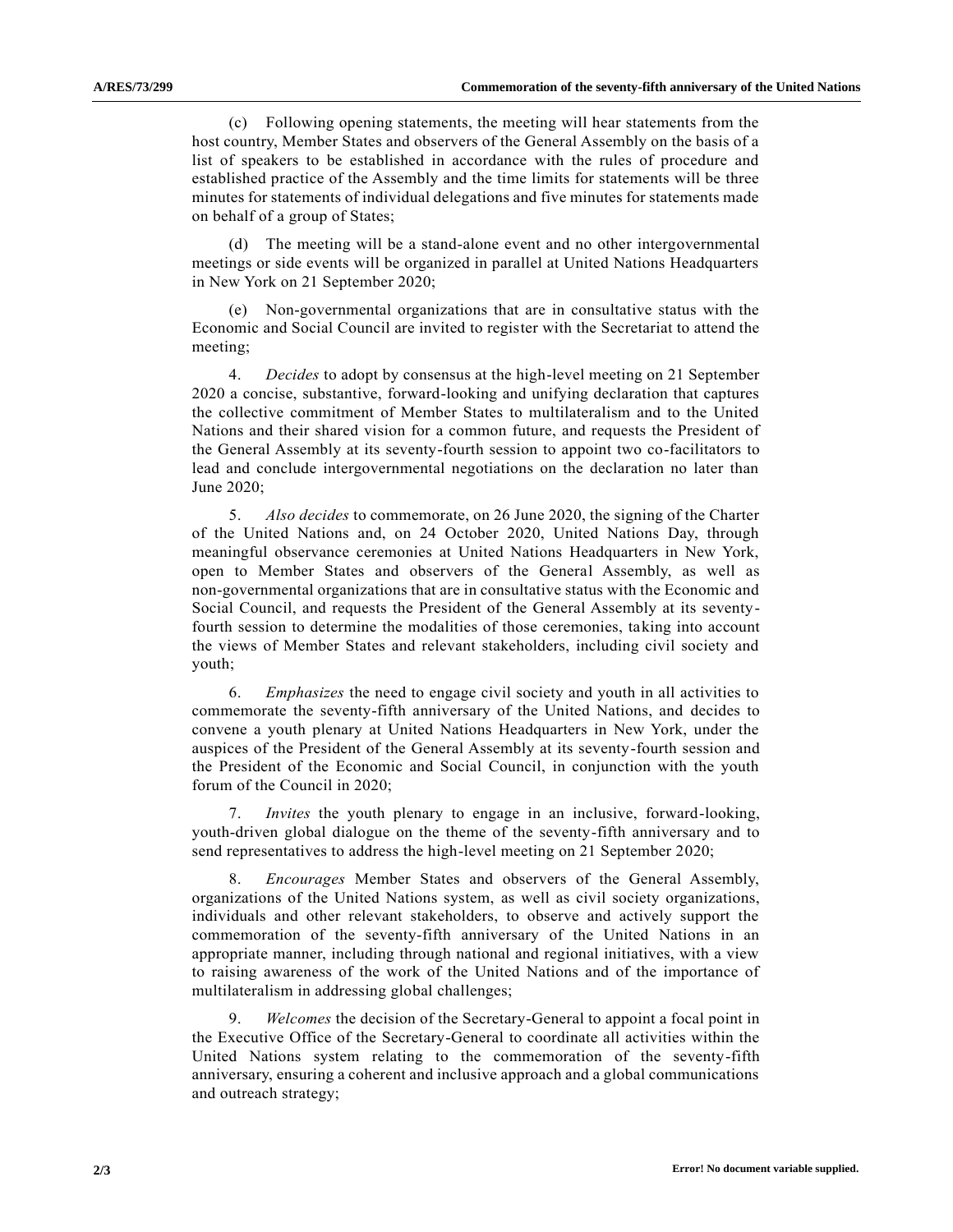(c) Following opening statements, the meeting will hear statements from the host country, Member States and observers of the General Assembly on the basis of a list of speakers to be established in accordance with the rules of procedure and established practice of the Assembly and the time limits for statements will be three minutes for statements of individual delegations and five minutes for statements made on behalf of a group of States;

(d) The meeting will be a stand-alone event and no other intergovernmental meetings or side events will be organized in parallel at United Nations Headquarters in New York on 21 September 2020;

(e) Non-governmental organizations that are in consultative status with the Economic and Social Council are invited to register with the Secretariat to attend the meeting;

4. *Decides* to adopt by consensus at the high-level meeting on 21 September 2020 a concise, substantive, forward-looking and unifying declaration that captures the collective commitment of Member States to multilateralism and to the United Nations and their shared vision for a common future, and requests the President of the General Assembly at its seventy-fourth session to appoint two co-facilitators to lead and conclude intergovernmental negotiations on the declaration no later than June 2020;

5. *Also decides* to commemorate, on 26 June 2020, the signing of the Charter of the United Nations and, on 24 October 2020, United Nations Day, through meaningful observance ceremonies at United Nations Headquarters in New York, open to Member States and observers of the General Assembly, as well as non-governmental organizations that are in consultative status with the Economic and Social Council, and requests the President of the General Assembly at its seventy-fourth session to determine the modalities of those ceremonies, taking into account the views of Member States and relevant stakeholders, including civil society and youth;

6. *Emphasizes* the need to engage civil society and youth in all activities to commemorate the seventy-fifth anniversary of the United Nations, and decides to convene a youth plenary at United Nations Headquarters in New York, under the auspices of the President of the General Assembly at its seventy-fourth session and the President of the Economic and Social Council, in conjunction with the youth forum of the Council in 2020;

7. *Invites* the youth plenary to engage in an inclusive, forward-looking, youth-driven global dialogue on the theme of the seventy-fifth anniversary and to send representatives to address the high-level meeting on 21 September 2020;

8. *Encourages* Member States and observers of the General Assembly, organizations of the United Nations system, as well as civil society organizations, individuals and other relevant stakeholders, to observe and actively support the commemoration of the seventy-fifth anniversary of the United Nations in an appropriate manner, including through national and regional initiatives, with a view to raising awareness of the work of the United Nations and of the importance of multilateralism in addressing global challenges;

9. *Welcomes* the decision of the Secretary-General to appoint a focal point in the Executive Office of the Secretary-General to coordinate all activities within the United Nations system relating to the commemoration of the seventy-fifth anniversary, ensuring a coherent and inclusive approach and a global communications and outreach strategy;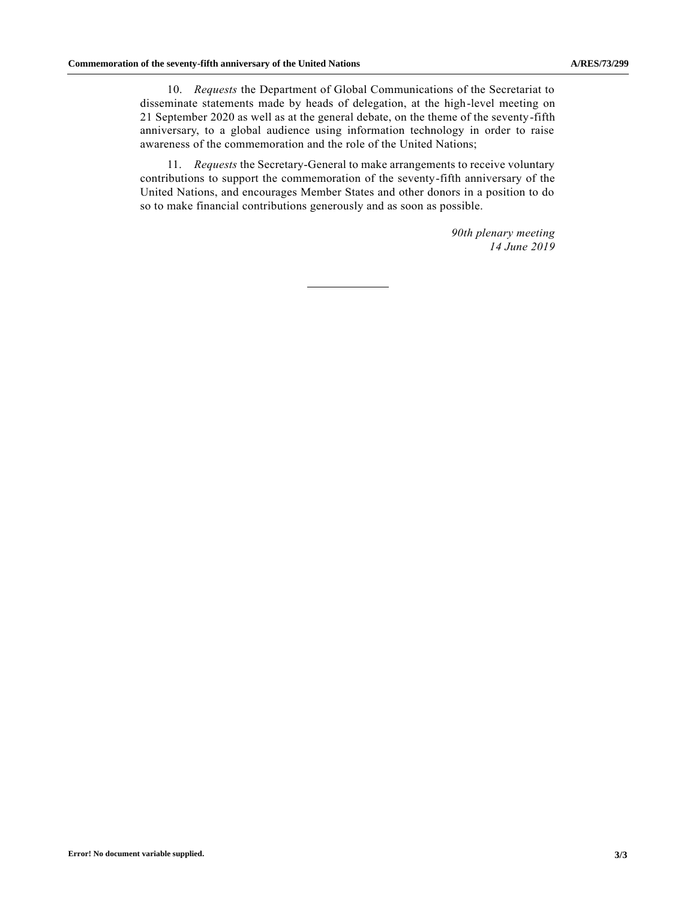10. *Requests* the Department of Global Communications of the Secretariat to disseminate statements made by heads of delegation, at the high-level meeting on 21 September 2020 as well as at the general debate, on the theme of the seventy-fifth anniversary, to a global audience using information technology in order to raise awareness of the commemoration and the role of the United Nations;

11. *Requests* the Secretary-General to make arrangements to receive voluntary contributions to support the commemoration of the seventy-fifth anniversary of the United Nations, and encourages Member States and other donors in a position to do so to make financial contributions generously and as soon as possible.

*90th plenary meeting*
*14 June 2019*